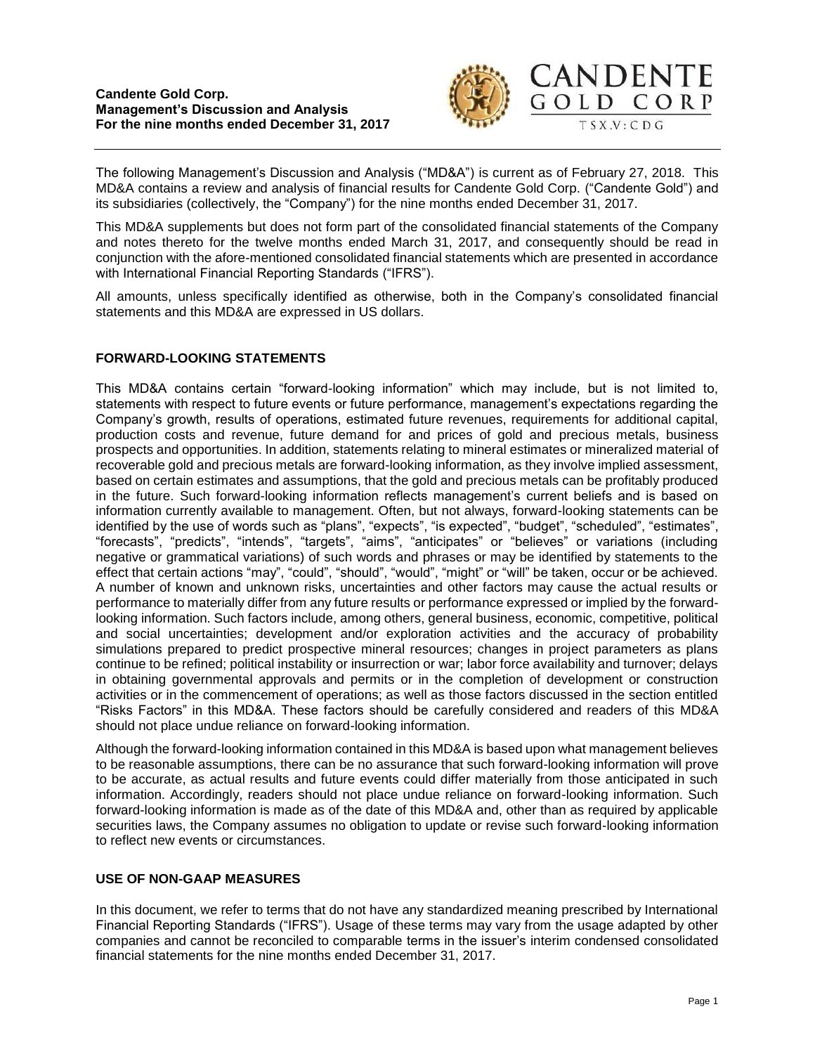**Candente Gold Corp.**
**Management's Discussion and Analysis**
**For the nine months ended December 31, 2017**

CANDENTE GOLD CORP
TSX.V:CDG

The following Management's Discussion and Analysis ("MD&A") is current as of February 27, 2018. This MD&A contains a review and analysis of financial results for Candente Gold Corp. ("Candente Gold") and its subsidiaries (collectively, the "Company") for the nine months ended December 31, 2017.

This MD&A supplements but does not form part of the consolidated financial statements of the Company and notes thereto for the twelve months ended March 31, 2017, and consequently should be read in conjunction with the afore-mentioned consolidated financial statements which are presented in accordance with International Financial Reporting Standards ("IFRS").

All amounts, unless specifically identified as otherwise, both in the Company's consolidated financial statements and this MD&A are expressed in US dollars.

## FORWARD-LOOKING STATEMENTS

This MD&A contains certain "forward-looking information" which may include, but is not limited to, statements with respect to future events or future performance, management's expectations regarding the Company's growth, results of operations, estimated future revenues, requirements for additional capital, production costs and revenue, future demand for and prices of gold and precious metals, business prospects and opportunities. In addition, statements relating to mineral estimates or mineralized material of recoverable gold and precious metals are forward-looking information, as they involve implied assessment, based on certain estimates and assumptions, that the gold and precious metals can be profitably produced in the future. Such forward-looking information reflects management's current beliefs and is based on information currently available to management. Often, but not always, forward-looking statements can be identified by the use of words such as "plans", "expects", "is expected", "budget", "scheduled", "estimates", "forecasts", "predicts", "intends", "targets", "aims", "anticipates" or "believes" or variations (including negative or grammatical variations) of such words and phrases or may be identified by statements to the effect that certain actions "may", "could", "should", "would", "might" or "will" be taken, occur or be achieved. A number of known and unknown risks, uncertainties and other factors may cause the actual results or performance to materially differ from any future results or performance expressed or implied by the forward-looking information. Such factors include, among others, general business, economic, competitive, political and social uncertainties; development and/or exploration activities and the accuracy of probability simulations prepared to predict prospective mineral resources; changes in project parameters as plans continue to be refined; political instability or insurrection or war; labor force availability and turnover; delays in obtaining governmental approvals and permits or in the completion of development or construction activities or in the commencement of operations; as well as those factors discussed in the section entitled "Risks Factors" in this MD&A. These factors should be carefully considered and readers of this MD&A should not place undue reliance on forward-looking information.

Although the forward-looking information contained in this MD&A is based upon what management believes to be reasonable assumptions, there can be no assurance that such forward-looking information will prove to be accurate, as actual results and future events could differ materially from those anticipated in such information. Accordingly, readers should not place undue reliance on forward-looking information. Such forward-looking information is made as of the date of this MD&A and, other than as required by applicable securities laws, the Company assumes no obligation to update or revise such forward-looking information to reflect new events or circumstances.

## USE OF NON-GAAP MEASURES

In this document, we refer to terms that do not have any standardized meaning prescribed by International Financial Reporting Standards ("IFRS"). Usage of these terms may vary from the usage adapted by other companies and cannot be reconciled to comparable terms in the issuer's interim condensed consolidated financial statements for the nine months ended December 31, 2017.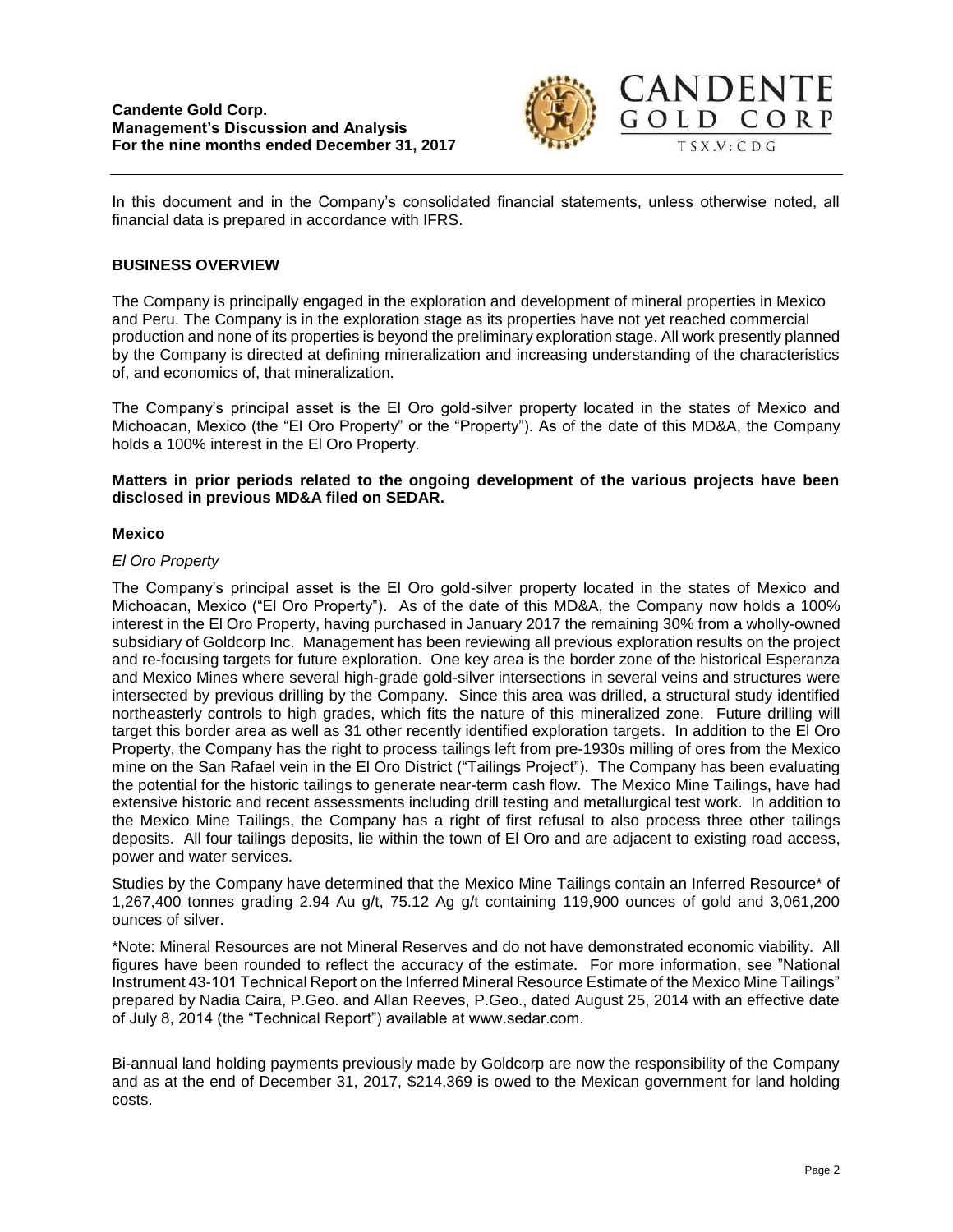In this document and in the Company's consolidated financial statements, unless otherwise noted, all financial data is prepared in accordance with IFRS.

## BUSINESS OVERVIEW

The Company is principally engaged in the exploration and development of mineral properties in Mexico and Peru. The Company is in the exploration stage as its properties have not yet reached commercial production and none of its properties is beyond the preliminary exploration stage. All work presently planned by the Company is directed at defining mineralization and increasing understanding of the characteristics of, and economics of, that mineralization.

The Company's principal asset is the El Oro gold-silver property located in the states of Mexico and Michoacan, Mexico (the "El Oro Property" or the "Property"). As of the date of this MD&A, the Company holds a 100% interest in the El Oro Property.

**Matters in prior periods related to the ongoing development of the various projects have been disclosed in previous MD&A filed on SEDAR.**

### Mexico

*El Oro Property*

The Company's principal asset is the El Oro gold-silver property located in the states of Mexico and Michoacan, Mexico ("El Oro Property"). As of the date of this MD&A, the Company now holds a 100% interest in the El Oro Property, having purchased in January 2017 the remaining 30% from a wholly-owned subsidiary of Goldcorp Inc. Management has been reviewing all previous exploration results on the project and re-focusing targets for future exploration. One key area is the border zone of the historical Esperanza and Mexico Mines where several high-grade gold-silver intersections in several veins and structures were intersected by previous drilling by the Company. Since this area was drilled, a structural study identified northeasterly controls to high grades, which fits the nature of this mineralized zone. Future drilling will target this border area as well as 31 other recently identified exploration targets. In addition to the El Oro Property, the Company has the right to process tailings left from pre-1930s milling of ores from the Mexico mine on the San Rafael vein in the El Oro District ("Tailings Project"). The Company has been evaluating the potential for the historic tailings to generate near-term cash flow. The Mexico Mine Tailings, have had extensive historic and recent assessments including drill testing and metallurgical test work. In addition to the Mexico Mine Tailings, the Company has a right of first refusal to also process three other tailings deposits. All four tailings deposits, lie within the town of El Oro and are adjacent to existing road access, power and water services.

Studies by the Company have determined that the Mexico Mine Tailings contain an Inferred Resource* of 1,267,400 tonnes grading 2.94 Au g/t, 75.12 Ag g/t containing 119,900 ounces of gold and 3,061,200 ounces of silver.

*Note: Mineral Resources are not Mineral Reserves and do not have demonstrated economic viability. All figures have been rounded to reflect the accuracy of the estimate. For more information, see "National Instrument 43-101 Technical Report on the Inferred Mineral Resource Estimate of the Mexico Mine Tailings" prepared by Nadia Caira, P.Geo. and Allan Reeves, P.Geo., dated August 25, 2014 with an effective date of July 8, 2014 (the "Technical Report") available at www.sedar.com.

Bi-annual land holding payments previously made by Goldcorp are now the responsibility of the Company and as at the end of December 31, 2017, $214,369 is owed to the Mexican government for land holding costs.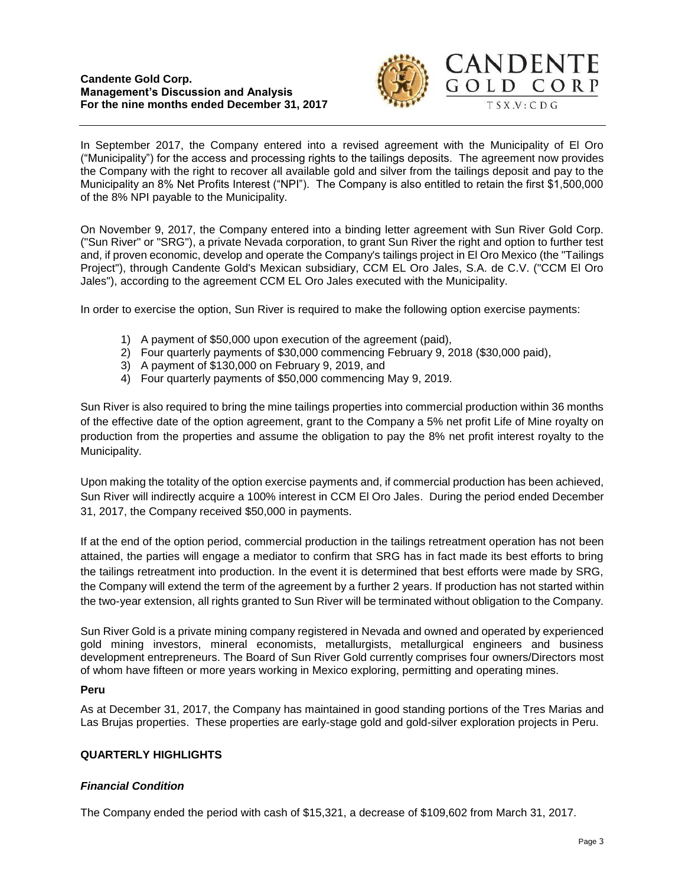In September 2017, the Company entered into a revised agreement with the Municipality of El Oro ("Municipality") for the access and processing rights to the tailings deposits. The agreement now provides the Company with the right to recover all available gold and silver from the tailings deposit and pay to the Municipality an 8% Net Profits Interest ("NPI"). The Company is also entitled to retain the first $1,500,000 of the 8% NPI payable to the Municipality.

On November 9, 2017, the Company entered into a binding letter agreement with Sun River Gold Corp. ("Sun River" or "SRG"), a private Nevada corporation, to grant Sun River the right and option to further test and, if proven economic, develop and operate the Company's tailings project in El Oro Mexico (the "Tailings Project"), through Candente Gold's Mexican subsidiary, CCM EL Oro Jales, S.A. de C.V. ("CCM El Oro Jales"), according to the agreement CCM EL Oro Jales executed with the Municipality.

In order to exercise the option, Sun River is required to make the following option exercise payments:

1) A payment of $50,000 upon execution of the agreement (paid),
2) Four quarterly payments of $30,000 commencing February 9, 2018 ($30,000 paid),
3) A payment of $130,000 on February 9, 2019, and
4) Four quarterly payments of $50,000 commencing May 9, 2019.

Sun River is also required to bring the mine tailings properties into commercial production within 36 months of the effective date of the option agreement, grant to the Company a 5% net profit Life of Mine royalty on production from the properties and assume the obligation to pay the 8% net profit interest royalty to the Municipality.

Upon making the totality of the option exercise payments and, if commercial production has been achieved, Sun River will indirectly acquire a 100% interest in CCM El Oro Jales. During the period ended December 31, 2017, the Company received $50,000 in payments.

If at the end of the option period, commercial production in the tailings retreatment operation has not been attained, the parties will engage a mediator to confirm that SRG has in fact made its best efforts to bring the tailings retreatment into production. In the event it is determined that best efforts were made by SRG, the Company will extend the term of the agreement by a further 2 years. If production has not started within the two-year extension, all rights granted to Sun River will be terminated without obligation to the Company.

Sun River Gold is a private mining company registered in Nevada and owned and operated by experienced gold mining investors, mineral economists, metallurgists, metallurgical engineers and business development entrepreneurs. The Board of Sun River Gold currently comprises four owners/Directors most of whom have fifteen or more years working in Mexico exploring, permitting and operating mines.

**Peru**

As at December 31, 2017, the Company has maintained in good standing portions of the Tres Marias and Las Brujas properties. These properties are early-stage gold and gold-silver exploration projects in Peru.

## QUARTERLY HIGHLIGHTS

### *Financial Condition*

The Company ended the period with cash of $15,321, a decrease of $109,602 from March 31, 2017.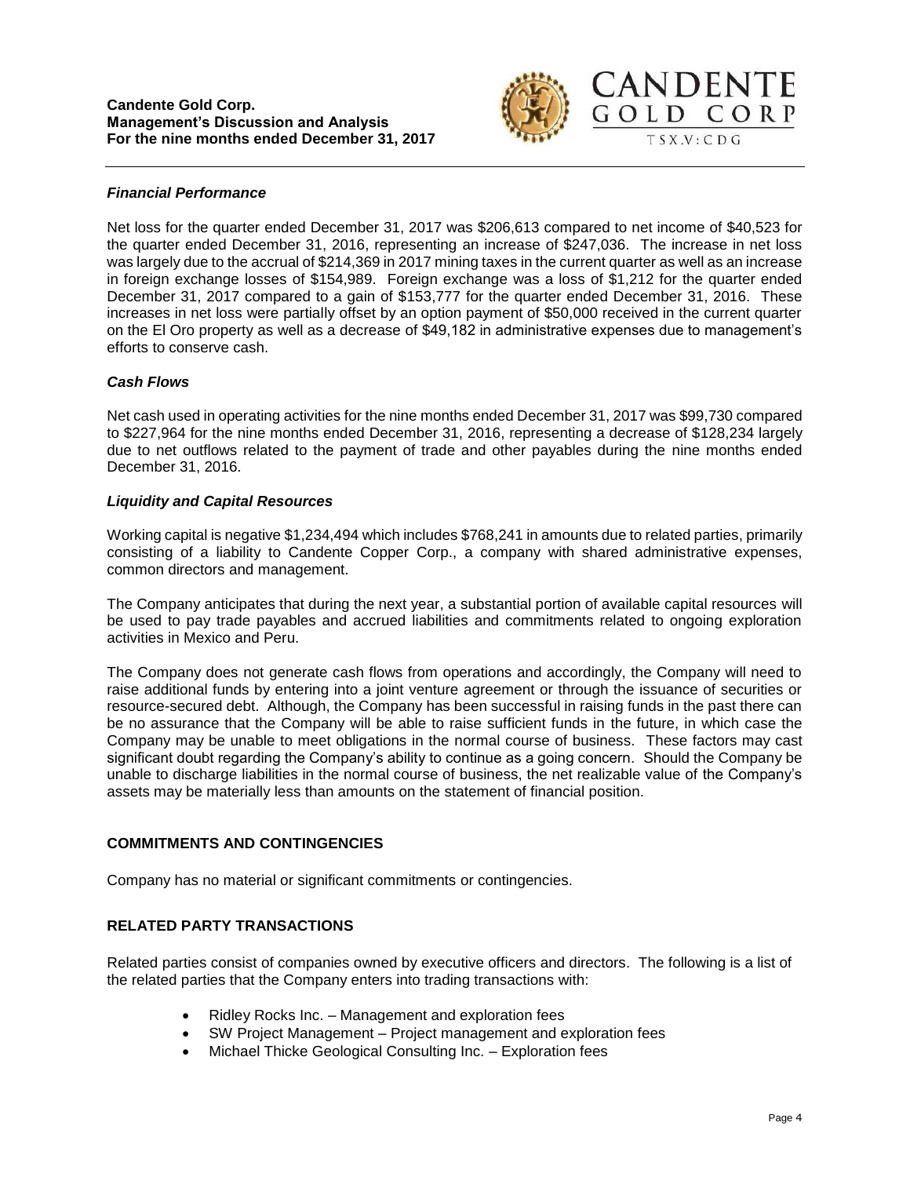### *Financial Performance*

Net loss for the quarter ended December 31, 2017 was $206,613 compared to net income of $40,523 for the quarter ended December 31, 2016, representing an increase of $247,036. The increase in net loss was largely due to the accrual of $214,369 in 2017 mining taxes in the current quarter as well as an increase in foreign exchange losses of $154,989. Foreign exchange was a loss of $1,212 for the quarter ended December 31, 2017 compared to a gain of $153,777 for the quarter ended December 31, 2016. These increases in net loss were partially offset by an option payment of $50,000 received in the current quarter on the El Oro property as well as a decrease of $49,182 in administrative expenses due to management's efforts to conserve cash.

### *Cash Flows*

Net cash used in operating activities for the nine months ended December 31, 2017 was $99,730 compared to $227,964 for the nine months ended December 31, 2016, representing a decrease of $128,234 largely due to net outflows related to the payment of trade and other payables during the nine months ended December 31, 2016.

### *Liquidity and Capital Resources*

Working capital is negative $1,234,494 which includes $768,241 in amounts due to related parties, primarily consisting of a liability to Candente Copper Corp., a company with shared administrative expenses, common directors and management.

The Company anticipates that during the next year, a substantial portion of available capital resources will be used to pay trade payables and accrued liabilities and commitments related to ongoing exploration activities in Mexico and Peru.

The Company does not generate cash flows from operations and accordingly, the Company will need to raise additional funds by entering into a joint venture agreement or through the issuance of securities or resource-secured debt. Although, the Company has been successful in raising funds in the past there can be no assurance that the Company will be able to raise sufficient funds in the future, in which case the Company may be unable to meet obligations in the normal course of business. These factors may cast significant doubt regarding the Company's ability to continue as a going concern. Should the Company be unable to discharge liabilities in the normal course of business, the net realizable value of the Company's assets may be materially less than amounts on the statement of financial position.

## COMMITMENTS AND CONTINGENCIES

Company has no material or significant commitments or contingencies.

## RELATED PARTY TRANSACTIONS

Related parties consist of companies owned by executive officers and directors. The following is a list of the related parties that the Company enters into trading transactions with:

- Ridley Rocks Inc. – Management and exploration fees
- SW Project Management – Project management and exploration fees
- Michael Thicke Geological Consulting Inc. – Exploration fees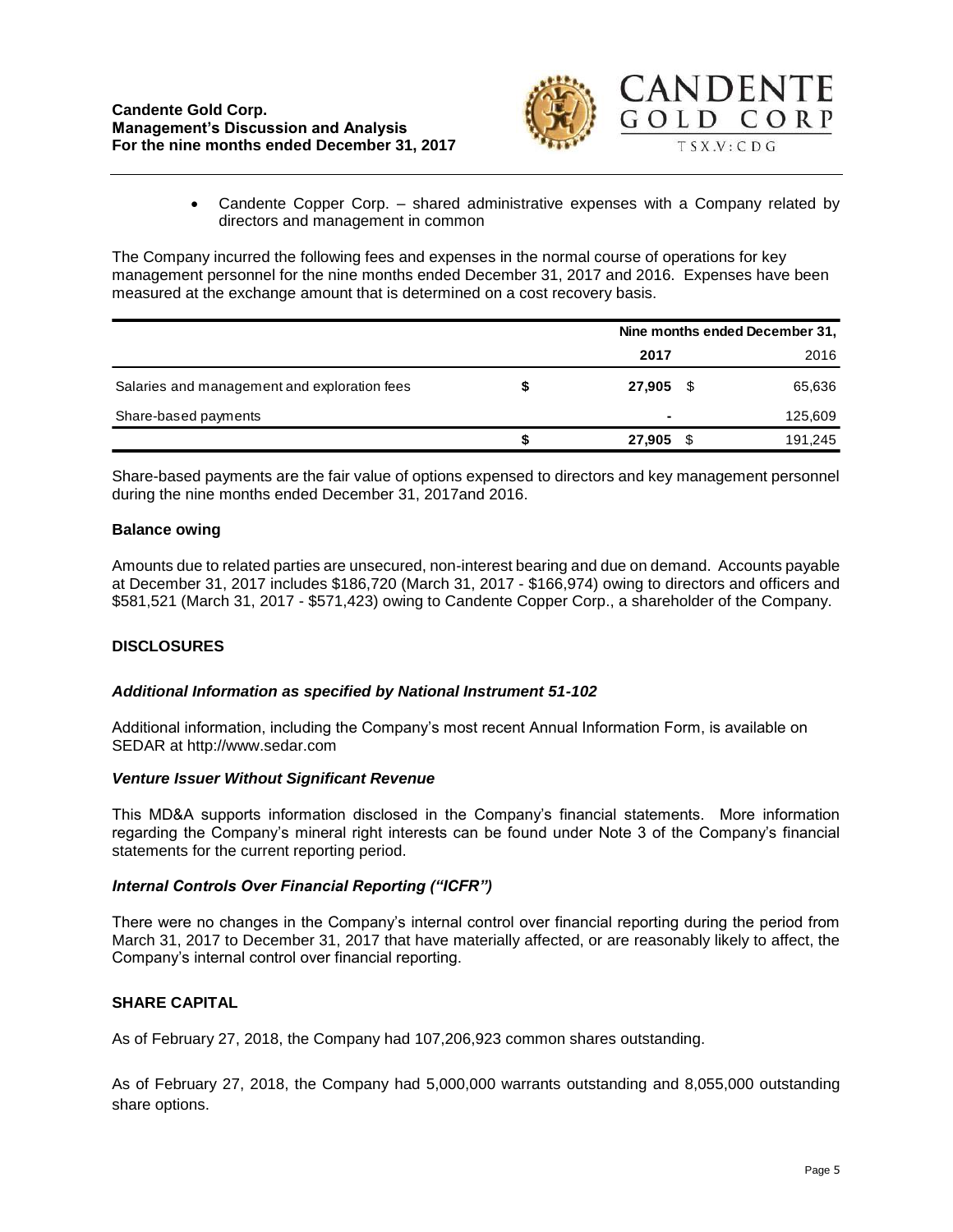- Candente Copper Corp. – shared administrative expenses with a Company related by directors and management in common

The Company incurred the following fees and expenses in the normal course of operations for key management personnel for the nine months ended December 31, 2017 and 2016. Expenses have been measured at the exchange amount that is determined on a cost recovery basis.

| | Nine months ended December 31, | |
|---|---|---|
| | **2017** | 2016 |
| Salaries and management and exploration fees | **$ 27,905** | $ 65,636 |
| Share-based payments | **-** | 125,609 |
| | **$ 27,905** | $ 191,245 |

Share-based payments are the fair value of options expensed to directors and key management personnel during the nine months ended December 31, 2017and 2016.

### Balance owing

Amounts due to related parties are unsecured, non-interest bearing and due on demand. Accounts payable at December 31, 2017 includes $186,720 (March 31, 2017 - $166,974) owing to directors and officers and $581,521 (March 31, 2017 - $571,423) owing to Candente Copper Corp., a shareholder of the Company.

## DISCLOSURES

### *Additional Information as specified by National Instrument 51-102*

Additional information, including the Company's most recent Annual Information Form, is available on SEDAR at http://www.sedar.com

### *Venture Issuer Without Significant Revenue*

This MD&A supports information disclosed in the Company's financial statements. More information regarding the Company's mineral right interests can be found under Note 3 of the Company's financial statements for the current reporting period.

### *Internal Controls Over Financial Reporting ("ICFR")*

There were no changes in the Company's internal control over financial reporting during the period from March 31, 2017 to December 31, 2017 that have materially affected, or are reasonably likely to affect, the Company's internal control over financial reporting.

## SHARE CAPITAL

As of February 27, 2018, the Company had 107,206,923 common shares outstanding.

As of February 27, 2018, the Company had 5,000,000 warrants outstanding and 8,055,000 outstanding share options.